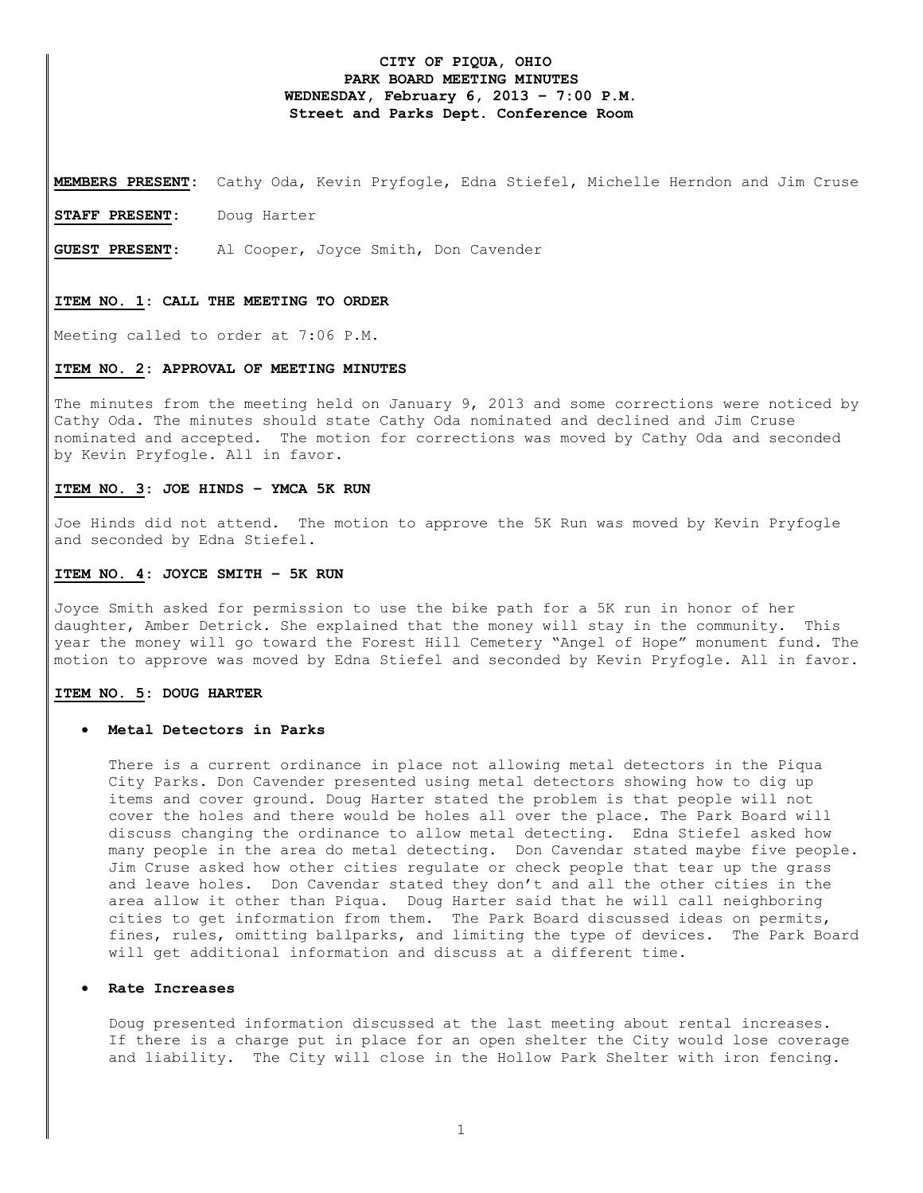**CITY OF PIQUA, OHIO**
**PARK BOARD MEETING MINUTES**
**WEDNESDAY, February 6, 2013 – 7:00 P.M.**
**Street and Parks Dept. Conference Room**

**MEMBERS PRESENT:** Cathy Oda, Kevin Pryfogle, Edna Stiefel, Michelle Herndon and Jim Cruse

**STAFF PRESENT:** Doug Harter

**GUEST PRESENT:** Al Cooper, Joyce Smith, Don Cavender

**ITEM NO. 1: CALL THE MEETING TO ORDER**

Meeting called to order at 7:06 P.M.

**ITEM NO. 2: APPROVAL OF MEETING MINUTES**

The minutes from the meeting held on January 9, 2013 and some corrections were noticed by Cathy Oda. The minutes should state Cathy Oda nominated and declined and Jim Cruse nominated and accepted. The motion for corrections was moved by Cathy Oda and seconded by Kevin Pryfogle. All in favor.

**ITEM NO. 3: JOE HINDS – YMCA 5K RUN**

Joe Hinds did not attend. The motion to approve the 5K Run was moved by Kevin Pryfogle and seconded by Edna Stiefel.

**ITEM NO. 4: JOYCE SMITH – 5K RUN**

Joyce Smith asked for permission to use the bike path for a 5K run in honor of her daughter, Amber Detrick. She explained that the money will stay in the community. This year the money will go toward the Forest Hill Cemetery "Angel of Hope" monument fund. The motion to approve was moved by Edna Stiefel and seconded by Kevin Pryfogle. All in favor.

**ITEM NO. 5: DOUG HARTER**

- **Metal Detectors in Parks**

  There is a current ordinance in place not allowing metal detectors in the Piqua City Parks. Don Cavender presented using metal detectors showing how to dig up items and cover ground. Doug Harter stated the problem is that people will not cover the holes and there would be holes all over the place. The Park Board will discuss changing the ordinance to allow metal detecting. Edna Stiefel asked how many people in the area do metal detecting. Don Cavendar stated maybe five people. Jim Cruse asked how other cities regulate or check people that tear up the grass and leave holes. Don Cavendar stated they don't and all the other cities in the area allow it other than Piqua. Doug Harter said that he will call neighboring cities to get information from them. The Park Board discussed ideas on permits, fines, rules, omitting ballparks, and limiting the type of devices. The Park Board will get additional information and discuss at a different time.

- **Rate Increases**

  Doug presented information discussed at the last meeting about rental increases. If there is a charge put in place for an open shelter the City would lose coverage and liability. The City will close in the Hollow Park Shelter with iron fencing.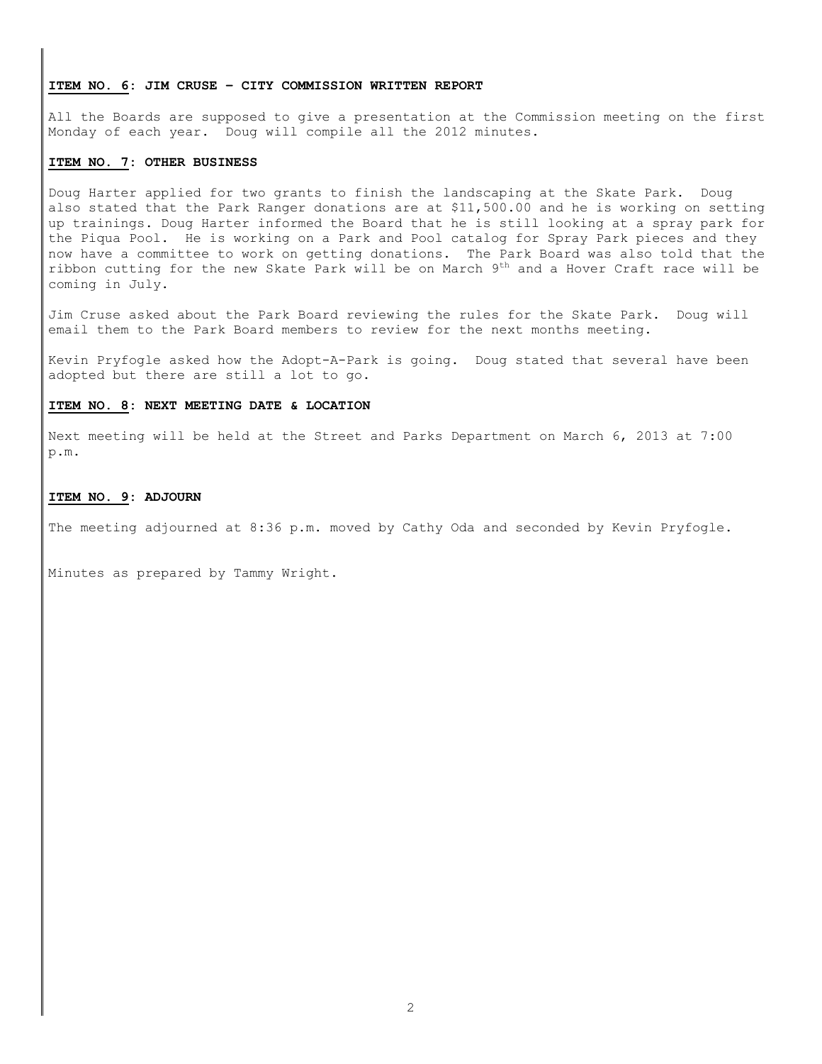**ITEM NO. 6: JIM CRUSE – CITY COMMISSION WRITTEN REPORT**

All the Boards are supposed to give a presentation at the Commission meeting on the first Monday of each year. Doug will compile all the 2012 minutes.

**ITEM NO. 7: OTHER BUSINESS**

Doug Harter applied for two grants to finish the landscaping at the Skate Park. Doug also stated that the Park Ranger donations are at $11,500.00 and he is working on setting up trainings. Doug Harter informed the Board that he is still looking at a spray park for the Piqua Pool. He is working on a Park and Pool catalog for Spray Park pieces and they now have a committee to work on getting donations. The Park Board was also told that the ribbon cutting for the new Skate Park will be on March 9th and a Hover Craft race will be coming in July.

Jim Cruse asked about the Park Board reviewing the rules for the Skate Park. Doug will email them to the Park Board members to review for the next months meeting.

Kevin Pryfogle asked how the Adopt-A-Park is going. Doug stated that several have been adopted but there are still a lot to go.

**ITEM NO. 8: NEXT MEETING DATE & LOCATION**

Next meeting will be held at the Street and Parks Department on March 6, 2013 at 7:00 p.m.

**ITEM NO. 9: ADJOURN**

The meeting adjourned at 8:36 p.m. moved by Cathy Oda and seconded by Kevin Pryfogle.

Minutes as prepared by Tammy Wright.